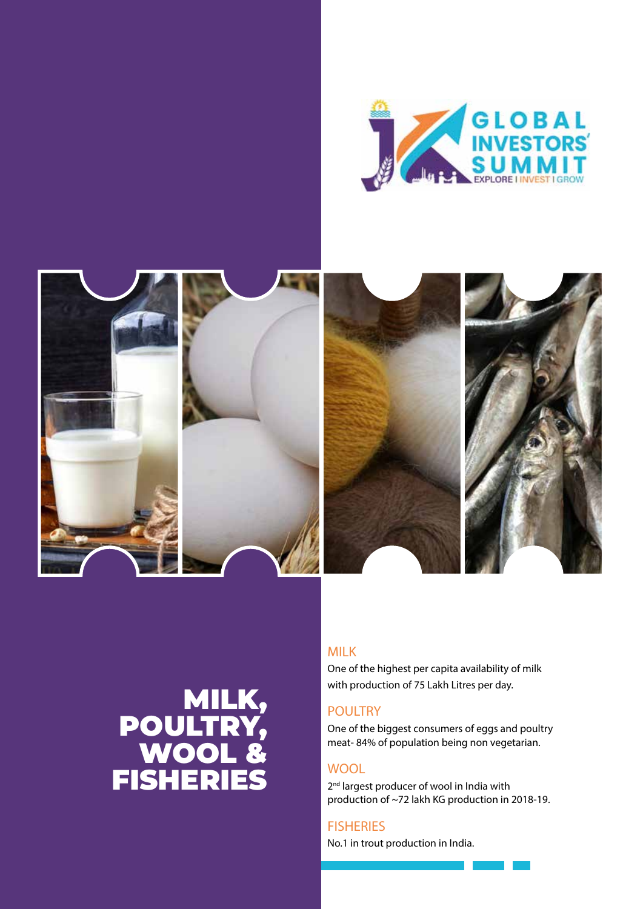GLOBAL INVESTORS' SUMMIT

EXPLORE | INVEST | GROW

# MILK, POULTRY, WOOL & FISHERIES

## MILK

One of the highest per capita availability of milk with production of 75 Lakh Litres per day.

## POULTRY

One of the biggest consumers of eggs and poultry meat- 84% of population being non vegetarian.

## WOOL

2nd largest producer of wool in India with production of ~72 lakh KG production in 2018-19.

## FISHERIES

No.1 in trout production in India.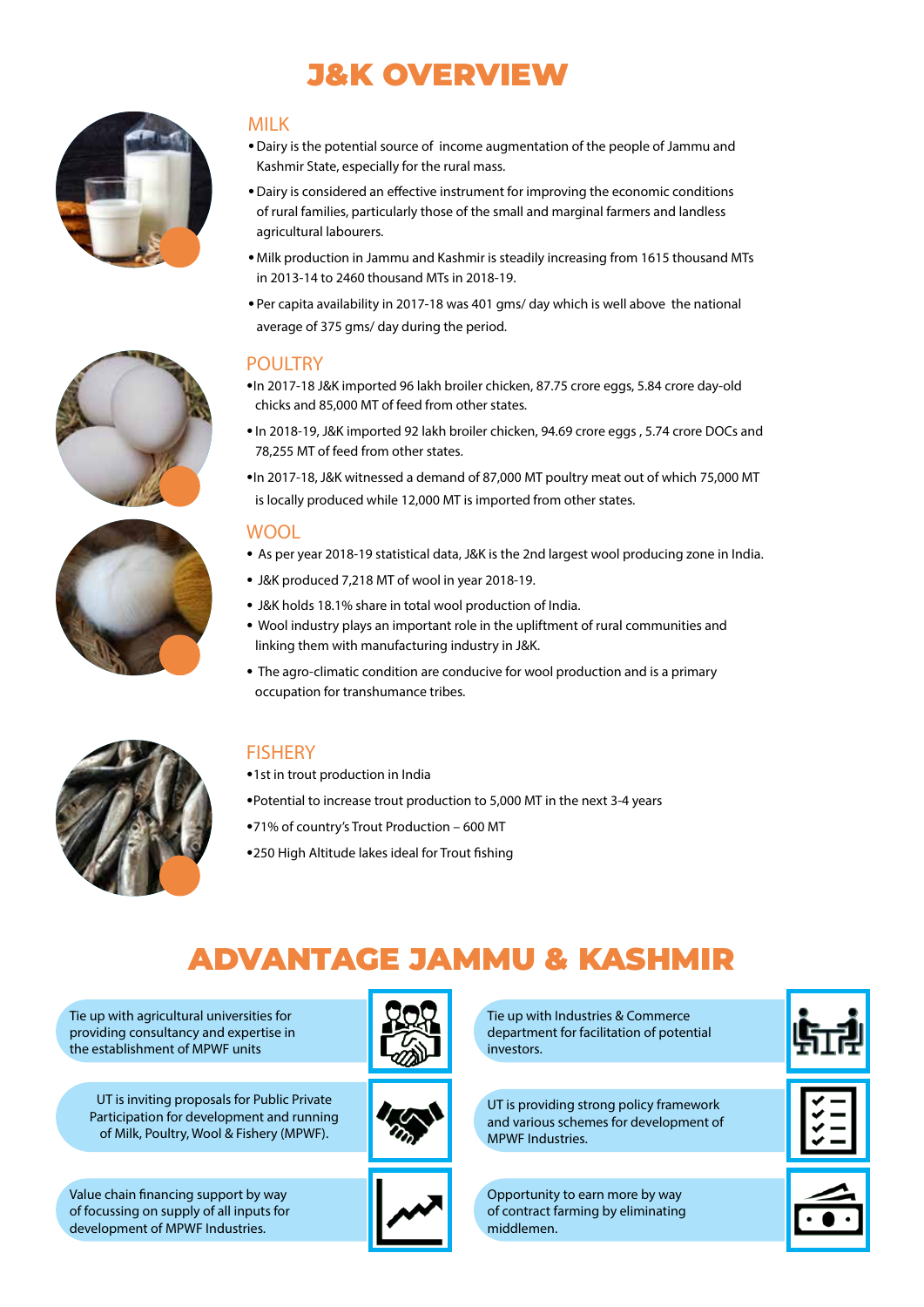# J&K OVERVIEW

## MILK

- Dairy is the potential source of income augmentation of the people of Jammu and Kashmir State, especially for the rural mass.
- Dairy is considered an effective instrument for improving the economic conditions of rural families, particularly those of the small and marginal farmers and landless agricultural labourers.
- Milk production in Jammu and Kashmir is steadily increasing from 1615 thousand MTs in 2013-14 to 2460 thousand MTs in 2018-19.
- Per capita availability in 2017-18 was 401 gms/ day which is well above the national average of 375 gms/ day during the period.

## POULTRY

- In 2017-18 J&K imported 96 lakh broiler chicken, 87.75 crore eggs, 5.84 crore day-old chicks and 85,000 MT of feed from other states.
- In 2018-19, J&K imported 92 lakh broiler chicken, 94.69 crore eggs , 5.74 crore DOCs and 78,255 MT of feed from other states.
- In 2017-18, J&K witnessed a demand of 87,000 MT poultry meat out of which 75,000 MT is locally produced while 12,000 MT is imported from other states.

## WOOL

- As per year 2018-19 statistical data, J&K is the 2nd largest wool producing zone in India.
- J&K produced 7,218 MT of wool in year 2018-19.
- J&K holds 18.1% share in total wool production of India.
- Wool industry plays an important role in the upliftment of rural communities and linking them with manufacturing industry in J&K.
- The agro-climatic condition are conducive for wool production and is a primary occupation for transhumance tribes.

## FISHERY

- 1st in trout production in India
- Potential to increase trout production to 5,000 MT in the next 3-4 years
- 71% of country's Trout Production – 600 MT
- 250 High Altitude lakes ideal for Trout fishing

# ADVANTAGE JAMMU & KASHMIR

- Tie up with agricultural universities for providing consultancy and expertise in the establishment of MPWF units
- Tie up with Industries & Commerce department for facilitation of potential investors.
- UT is inviting proposals for Public Private Participation for development and running of Milk, Poultry, Wool & Fishery (MPWF).
- UT is providing strong policy framework and various schemes for development of MPWF Industries.
- Value chain financing support by way of focussing on supply of all inputs for development of MPWF Industries.
- Opportunity to earn more by way of contract farming by eliminating middlemen.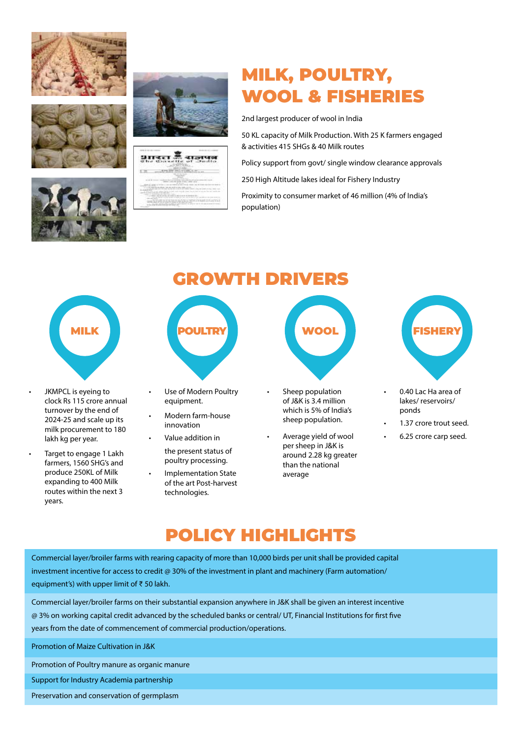# MILK, POULTRY, WOOL & FISHERIES

2nd largest producer of wool in India

50 KL capacity of Milk Production. With 25 K farmers engaged & activities 415 SHGs & 40 Milk routes

Policy support from govt/ single window clearance approvals

250 High Altitude lakes ideal for Fishery Industry

Proximity to consumer market of 46 million (4% of India's population)

# GROWTH DRIVERS

### MILK

- JKMPCL is eyeing to clock Rs 115 crore annual turnover by the end of 2024-25 and scale up its milk procurement to 180 lakh kg per year.
- Target to engage 1 Lakh farmers, 1560 SHG's and produce 250KL of Milk expanding to 400 Milk routes within the next 3 years.

### POULTRY

- Use of Modern Poultry equipment.
- Modern farm-house innovation
- Value addition in

  the present status of poultry processing.
- Implementation State of the art Post-harvest technologies.

### WOOL

- Sheep population of J&K is 3.4 million which is 5% of India's sheep population.
- Average yield of wool per sheep in J&K is around 2.28 kg greater than the national average

### FISHERY

- 0.40 Lac Ha area of lakes/ reservoirs/ ponds
- 1.37 crore trout seed.
- 6.25 crore carp seed.

# POLICY HIGHLIGHTS

Commercial layer/broiler farms with rearing capacity of more than 10,000 birds per unit shall be provided capital investment incentive for access to credit @ 30% of the investment in plant and machinery (Farm automation/ equipment's) with upper limit of ₹ 50 lakh.

Commercial layer/broiler farms on their substantial expansion anywhere in J&K shall be given an interest incentive @ 3% on working capital credit advanced by the scheduled banks or central/ UT, Financial Institutions for first five years from the date of commencement of commercial production/operations.

Promotion of Maize Cultivation in J&K

Promotion of Poultry manure as organic manure

Support for Industry Academia partnership

Preservation and conservation of germplasm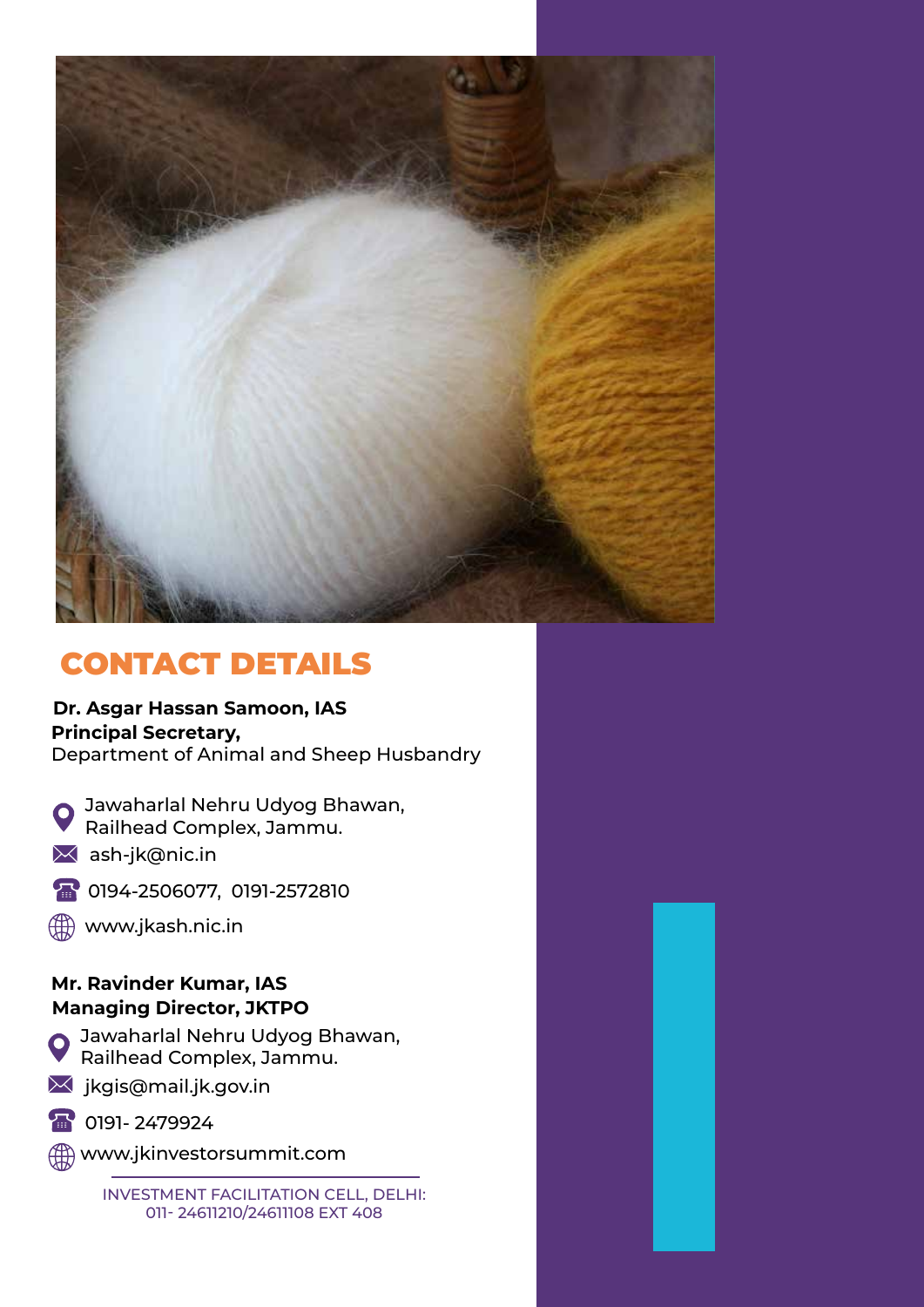## CONTACT DETAILS

**Dr. Asgar Hassan Samoon, IAS**
**Principal Secretary,**
Department of Animal and Sheep Husbandry

Jawaharlal Nehru Udyog Bhawan,
Railhead Complex, Jammu.

ash-jk@nic.in

0194-2506077, 0191-2572810

www.jkash.nic.in

**Mr. Ravinder Kumar, IAS**
**Managing Director, JKTPO**

Jawaharlal Nehru Udyog Bhawan,
Railhead Complex, Jammu.

jkgis@mail.jk.gov.in

0191- 2479924

www.jkinvestorsummit.com

INVESTMENT FACILITATION CELL, DELHI:
011- 24611210/24611108 EXT 408